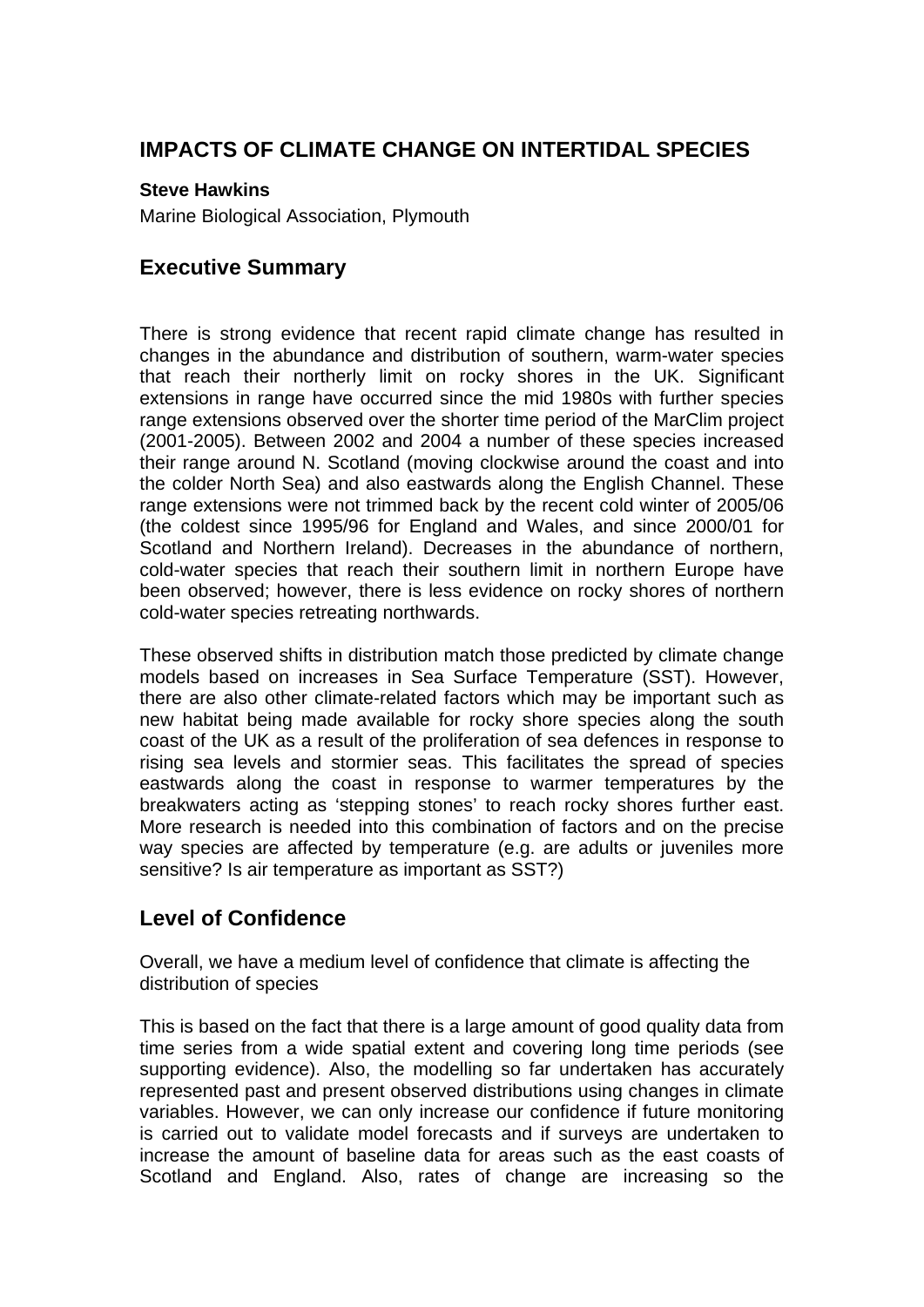# IMPACTS OF CLIMATE CHANGE ON INTERTIDAL SPECIES

**Steve Hawkins**

Marine Biological Association, Plymouth

## Executive Summary

There is strong evidence that recent rapid climate change has resulted in changes in the abundance and distribution of southern, warm-water species that reach their northerly limit on rocky shores in the UK. Significant extensions in range have occurred since the mid 1980s with further species range extensions observed over the shorter time period of the MarClim project (2001-2005). Between 2002 and 2004 a number of these species increased their range around N. Scotland (moving clockwise around the coast and into the colder North Sea) and also eastwards along the English Channel. These range extensions were not trimmed back by the recent cold winter of 2005/06 (the coldest since 1995/96 for England and Wales, and since 2000/01 for Scotland and Northern Ireland). Decreases in the abundance of northern, cold-water species that reach their southern limit in northern Europe have been observed; however, there is less evidence on rocky shores of northern cold-water species retreating northwards.

These observed shifts in distribution match those predicted by climate change models based on increases in Sea Surface Temperature (SST). However, there are also other climate-related factors which may be important such as new habitat being made available for rocky shore species along the south coast of the UK as a result of the proliferation of sea defences in response to rising sea levels and stormier seas. This facilitates the spread of species eastwards along the coast in response to warmer temperatures by the breakwaters acting as 'stepping stones' to reach rocky shores further east. More research is needed into this combination of factors and on the precise way species are affected by temperature (e.g. are adults or juveniles more sensitive? Is air temperature as important as SST?)

## Level of Confidence

Overall, we have a medium level of confidence that climate is affecting the distribution of species

This is based on the fact that there is a large amount of good quality data from time series from a wide spatial extent and covering long time periods (see supporting evidence). Also, the modelling so far undertaken has accurately represented past and present observed distributions using changes in climate variables. However, we can only increase our confidence if future monitoring is carried out to validate model forecasts and if surveys are undertaken to increase the amount of baseline data for areas such as the east coasts of Scotland and England. Also, rates of change are increasing so the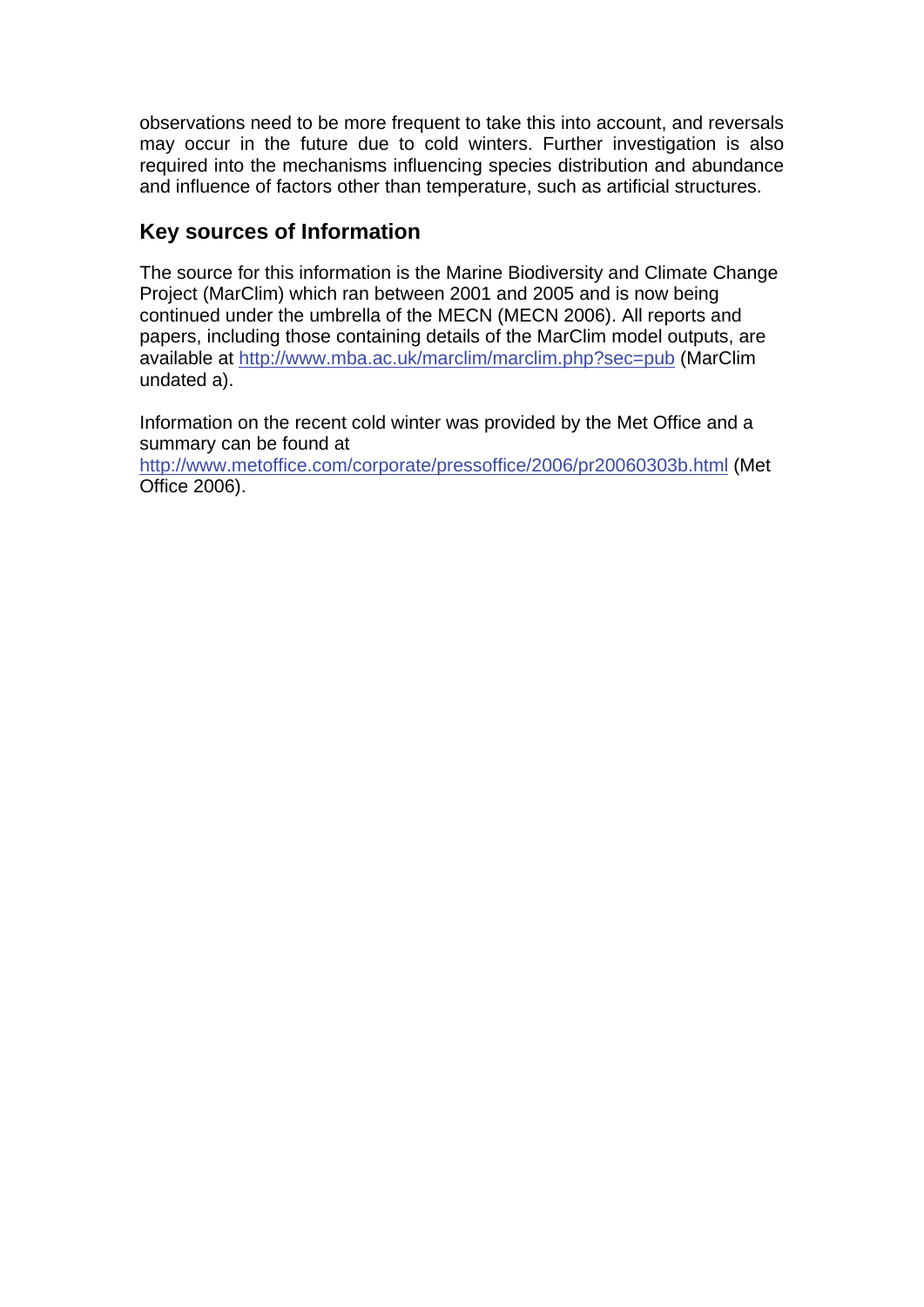observations need to be more frequent to take this into account, and reversals may occur in the future due to cold winters. Further investigation is also required into the mechanisms influencing species distribution and abundance and influence of factors other than temperature, such as artificial structures.

## Key sources of Information

The source for this information is the Marine Biodiversity and Climate Change Project (MarClim) which ran between 2001 and 2005 and is now being continued under the umbrella of the MECN (MECN 2006). All reports and papers, including those containing details of the MarClim model outputs, are available at http://www.mba.ac.uk/marclim/marclim.php?sec=pub (MarClim undated a).

Information on the recent cold winter was provided by the Met Office and a summary can be found at http://www.metoffice.com/corporate/pressoffice/2006/pr20060303b.html (Met Office 2006).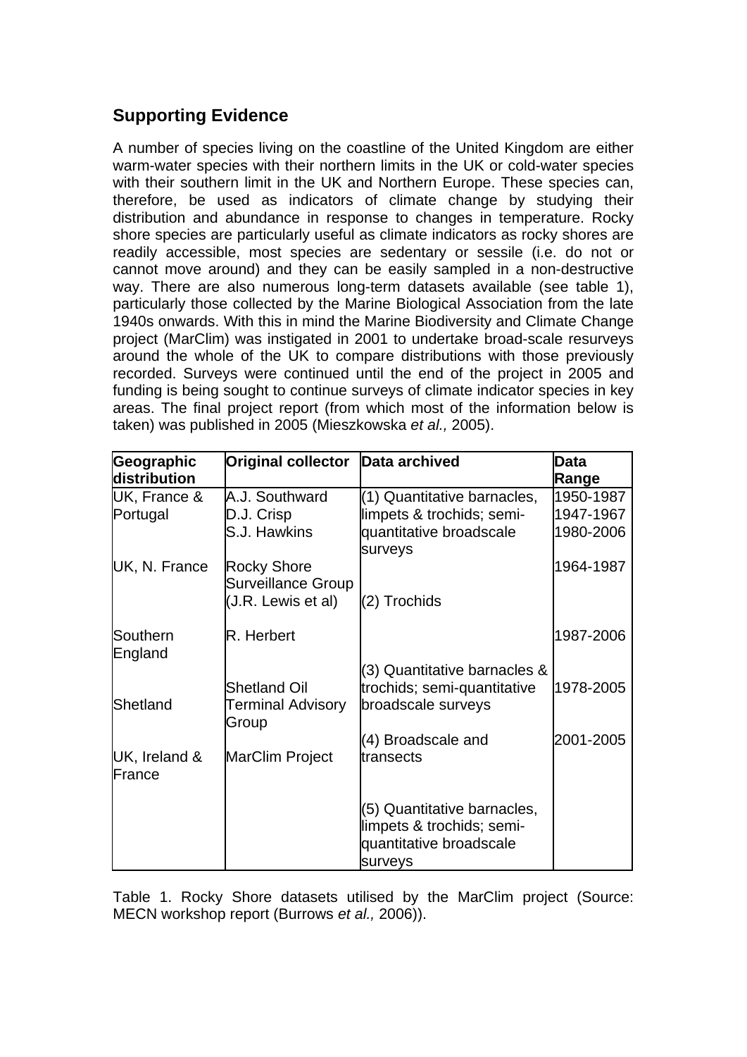## Supporting Evidence

A number of species living on the coastline of the United Kingdom are either warm-water species with their northern limits in the UK or cold-water species with their southern limit in the UK and Northern Europe. These species can, therefore, be used as indicators of climate change by studying their distribution and abundance in response to changes in temperature. Rocky shore species are particularly useful as climate indicators as rocky shores are readily accessible, most species are sedentary or sessile (i.e. do not or cannot move around) and they can be easily sampled in a non-destructive way. There are also numerous long-term datasets available (see table 1), particularly those collected by the Marine Biological Association from the late 1940s onwards. With this in mind the Marine Biodiversity and Climate Change project (MarClim) was instigated in 2001 to undertake broad-scale resurveys around the whole of the UK to compare distributions with those previously recorded. Surveys were continued until the end of the project in 2005 and funding is being sought to continue surveys of climate indicator species in key areas. The final project report (from which most of the information below is taken) was published in 2005 (Mieszkowska *et al.,* 2005).

| Geographic distribution | Original collector | Data archived | Data Range |
|---|---|---|---|
| UK, France & Portugal | A.J. Southward<br>D.J. Crisp<br>S.J. Hawkins | (1) Quantitative barnacles, limpets & trochids; semi-quantitative broadscale surveys | 1950-1987<br>1947-1967<br>1980-2006 |
| UK, N. France | Rocky Shore Surveillance Group (J.R. Lewis et al) | (2) Trochids | 1964-1987 |
| Southern England | R. Herbert | (3) Quantitative barnacles & trochids; semi-quantitative broadscale surveys | 1987-2006 |
| Shetland | Shetland Oil Terminal Advisory Group | (4) Broadscale and transects | 1978-2005 |
| UK, Ireland & France | MarClim Project | (5) Quantitative barnacles, limpets & trochids; semi-quantitative broadscale surveys | 2001-2005 |

Table 1. Rocky Shore datasets utilised by the MarClim project (Source: MECN workshop report (Burrows *et al.,* 2006)).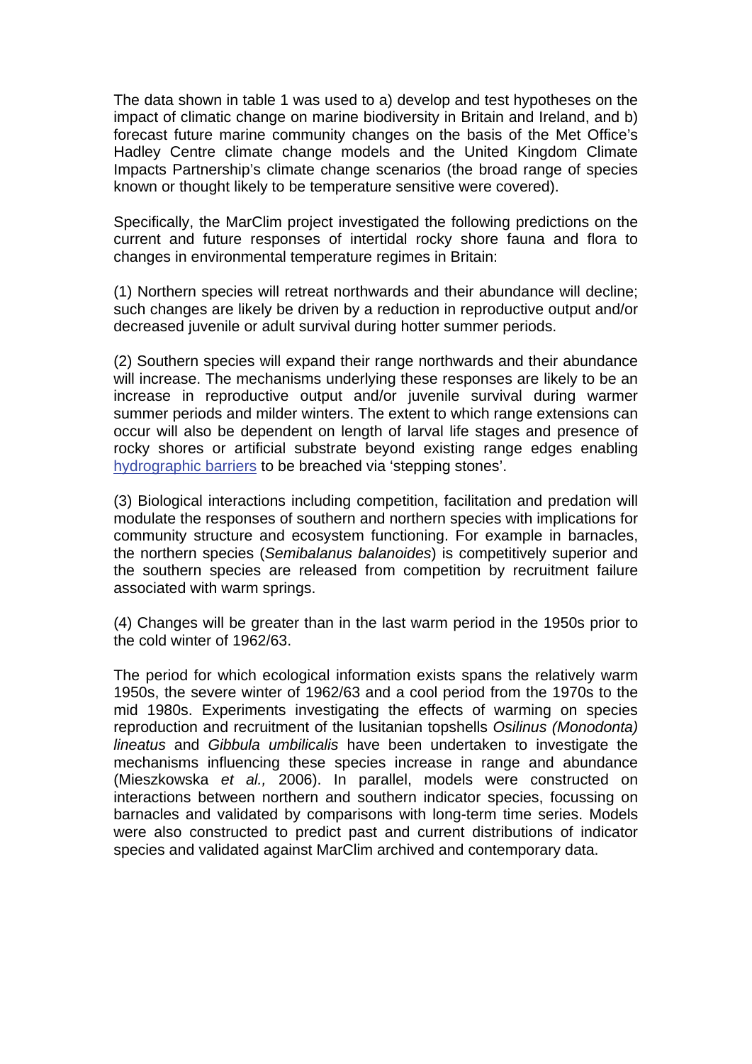The data shown in table 1 was used to a) develop and test hypotheses on the impact of climatic change on marine biodiversity in Britain and Ireland, and b) forecast future marine community changes on the basis of the Met Office's Hadley Centre climate change models and the United Kingdom Climate Impacts Partnership's climate change scenarios (the broad range of species known or thought likely to be temperature sensitive were covered).

Specifically, the MarClim project investigated the following predictions on the current and future responses of intertidal rocky shore fauna and flora to changes in environmental temperature regimes in Britain:

(1) Northern species will retreat northwards and their abundance will decline; such changes are likely be driven by a reduction in reproductive output and/or decreased juvenile or adult survival during hotter summer periods.

(2) Southern species will expand their range northwards and their abundance will increase. The mechanisms underlying these responses are likely to be an increase in reproductive output and/or juvenile survival during warmer summer periods and milder winters. The extent to which range extensions can occur will also be dependent on length of larval life stages and presence of rocky shores or artificial substrate beyond existing range edges enabling hydrographic barriers to be breached via 'stepping stones'.

(3) Biological interactions including competition, facilitation and predation will modulate the responses of southern and northern species with implications for community structure and ecosystem functioning. For example in barnacles, the northern species (*Semibalanus balanoides*) is competitively superior and the southern species are released from competition by recruitment failure associated with warm springs.

(4) Changes will be greater than in the last warm period in the 1950s prior to the cold winter of 1962/63.

The period for which ecological information exists spans the relatively warm 1950s, the severe winter of 1962/63 and a cool period from the 1970s to the mid 1980s. Experiments investigating the effects of warming on species reproduction and recruitment of the lusitanian topshells *Osilinus (Monodonta) lineatus* and *Gibbula umbilicalis* have been undertaken to investigate the mechanisms influencing these species increase in range and abundance (Mieszkowska *et al.,* 2006). In parallel, models were constructed on interactions between northern and southern indicator species, focussing on barnacles and validated by comparisons with long-term time series. Models were also constructed to predict past and current distributions of indicator species and validated against MarClim archived and contemporary data.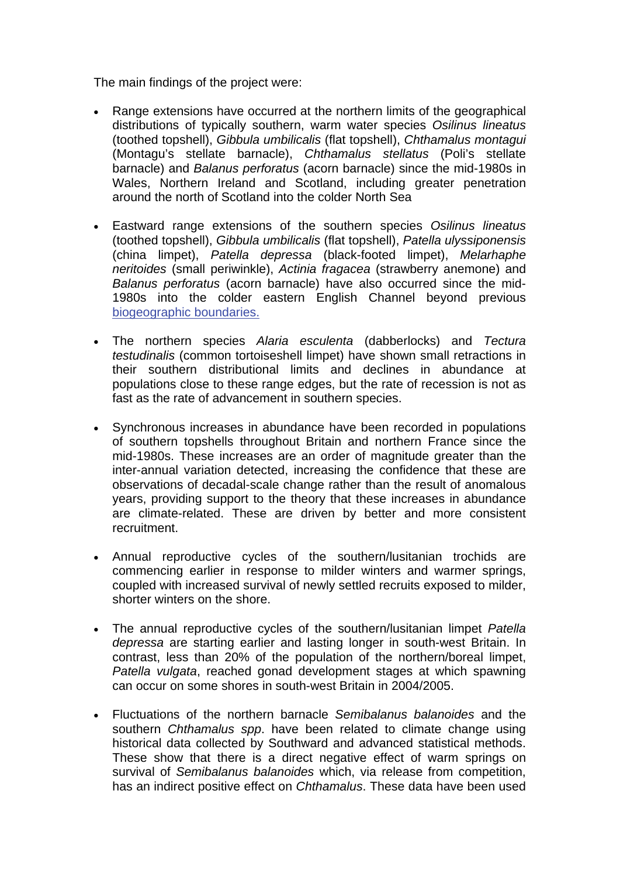The main findings of the project were:

- Range extensions have occurred at the northern limits of the geographical distributions of typically southern, warm water species *Osilinus lineatus* (toothed topshell), *Gibbula umbilicalis* (flat topshell), *Chthamalus montagui* (Montagu's stellate barnacle), *Chthamalus stellatus* (Poli's stellate barnacle) and *Balanus perforatus* (acorn barnacle) since the mid-1980s in Wales, Northern Ireland and Scotland, including greater penetration around the north of Scotland into the colder North Sea

- Eastward range extensions of the southern species *Osilinus lineatus* (toothed topshell), *Gibbula umbilicalis* (flat topshell), *Patella ulyssiponensis* (china limpet), *Patella depressa* (black-footed limpet), *Melarhaphe neritoides* (small periwinkle), *Actinia fragacea* (strawberry anemone) and *Balanus perforatus* (acorn barnacle) have also occurred since the mid-1980s into the colder eastern English Channel beyond previous biogeographic boundaries.

- The northern species *Alaria esculenta* (dabberlocks) and *Tectura testudinalis* (common tortoiseshell limpet) have shown small retractions in their southern distributional limits and declines in abundance at populations close to these range edges, but the rate of recession is not as fast as the rate of advancement in southern species.

- Synchronous increases in abundance have been recorded in populations of southern topshells throughout Britain and northern France since the mid-1980s. These increases are an order of magnitude greater than the inter-annual variation detected, increasing the confidence that these are observations of decadal-scale change rather than the result of anomalous years, providing support to the theory that these increases in abundance are climate-related. These are driven by better and more consistent recruitment.

- Annual reproductive cycles of the southern/lusitanian trochids are commencing earlier in response to milder winters and warmer springs, coupled with increased survival of newly settled recruits exposed to milder, shorter winters on the shore.

- The annual reproductive cycles of the southern/lusitanian limpet *Patella depressa* are starting earlier and lasting longer in south-west Britain. In contrast, less than 20% of the population of the northern/boreal limpet, *Patella vulgata*, reached gonad development stages at which spawning can occur on some shores in south-west Britain in 2004/2005.

- Fluctuations of the northern barnacle *Semibalanus balanoides* and the southern *Chthamalus spp*. have been related to climate change using historical data collected by Southward and advanced statistical methods. These show that there is a direct negative effect of warm springs on survival of *Semibalanus balanoides* which, via release from competition, has an indirect positive effect on *Chthamalus*. These data have been used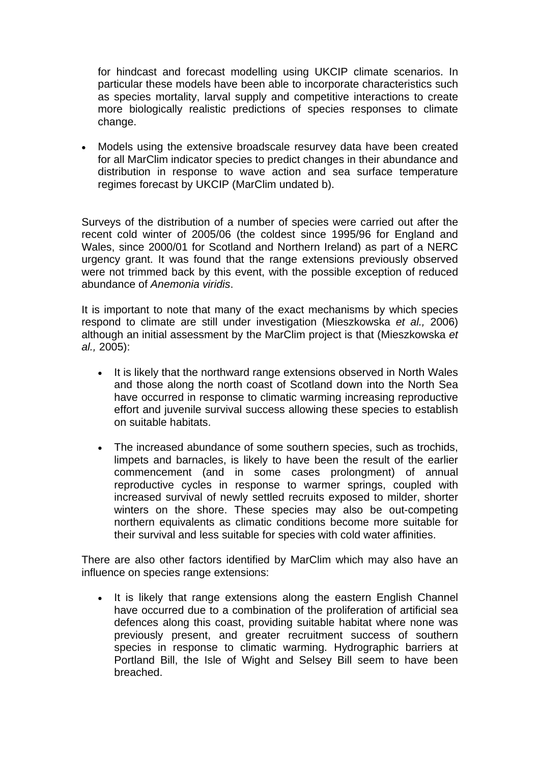for hindcast and forecast modelling using UKCIP climate scenarios. In particular these models have been able to incorporate characteristics such as species mortality, larval supply and competitive interactions to create more biologically realistic predictions of species responses to climate change.

- Models using the extensive broadscale resurvey data have been created for all MarClim indicator species to predict changes in their abundance and distribution in response to wave action and sea surface temperature regimes forecast by UKCIP (MarClim undated b).

Surveys of the distribution of a number of species were carried out after the recent cold winter of 2005/06 (the coldest since 1995/96 for England and Wales, since 2000/01 for Scotland and Northern Ireland) as part of a NERC urgency grant. It was found that the range extensions previously observed were not trimmed back by this event, with the possible exception of reduced abundance of *Anemonia viridis*.

It is important to note that many of the exact mechanisms by which species respond to climate are still under investigation (Mieszkowska *et al.,* 2006) although an initial assessment by the MarClim project is that (Mieszkowska *et al.,* 2005):

- It is likely that the northward range extensions observed in North Wales and those along the north coast of Scotland down into the North Sea have occurred in response to climatic warming increasing reproductive effort and juvenile survival success allowing these species to establish on suitable habitats.
- The increased abundance of some southern species, such as trochids, limpets and barnacles, is likely to have been the result of the earlier commencement (and in some cases prolongment) of annual reproductive cycles in response to warmer springs, coupled with increased survival of newly settled recruits exposed to milder, shorter winters on the shore. These species may also be out-competing northern equivalents as climatic conditions become more suitable for their survival and less suitable for species with cold water affinities.

There are also other factors identified by MarClim which may also have an influence on species range extensions:

- It is likely that range extensions along the eastern English Channel have occurred due to a combination of the proliferation of artificial sea defences along this coast, providing suitable habitat where none was previously present, and greater recruitment success of southern species in response to climatic warming. Hydrographic barriers at Portland Bill, the Isle of Wight and Selsey Bill seem to have been breached.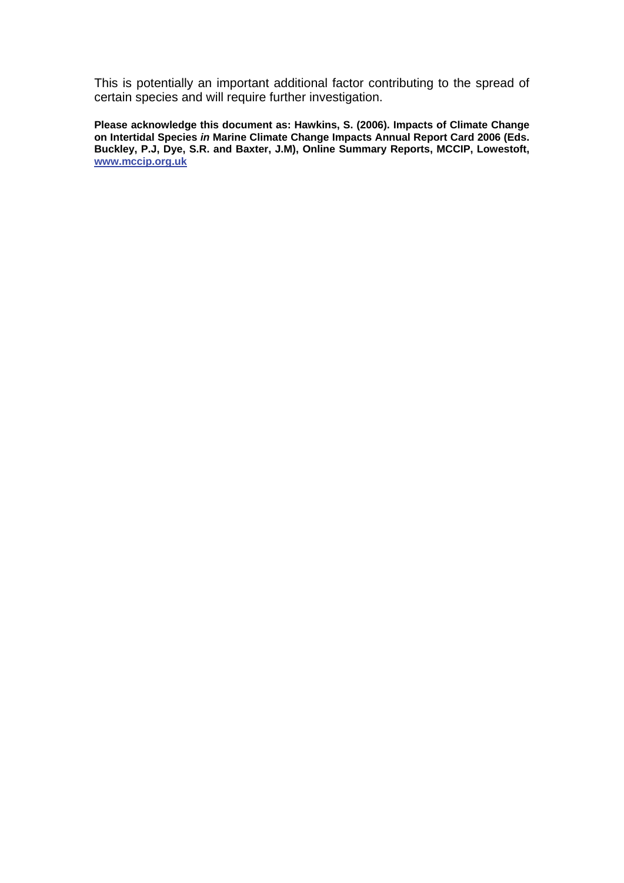This is potentially an important additional factor contributing to the spread of certain species and will require further investigation.

**Please acknowledge this document as: Hawkins, S. (2006). Impacts of Climate Change on Intertidal Species *in* Marine Climate Change Impacts Annual Report Card 2006 (Eds. Buckley, P.J, Dye, S.R. and Baxter, J.M), Online Summary Reports, MCCIP, Lowestoft, [www.mccip.org.uk](http://www.mccip.org.uk)**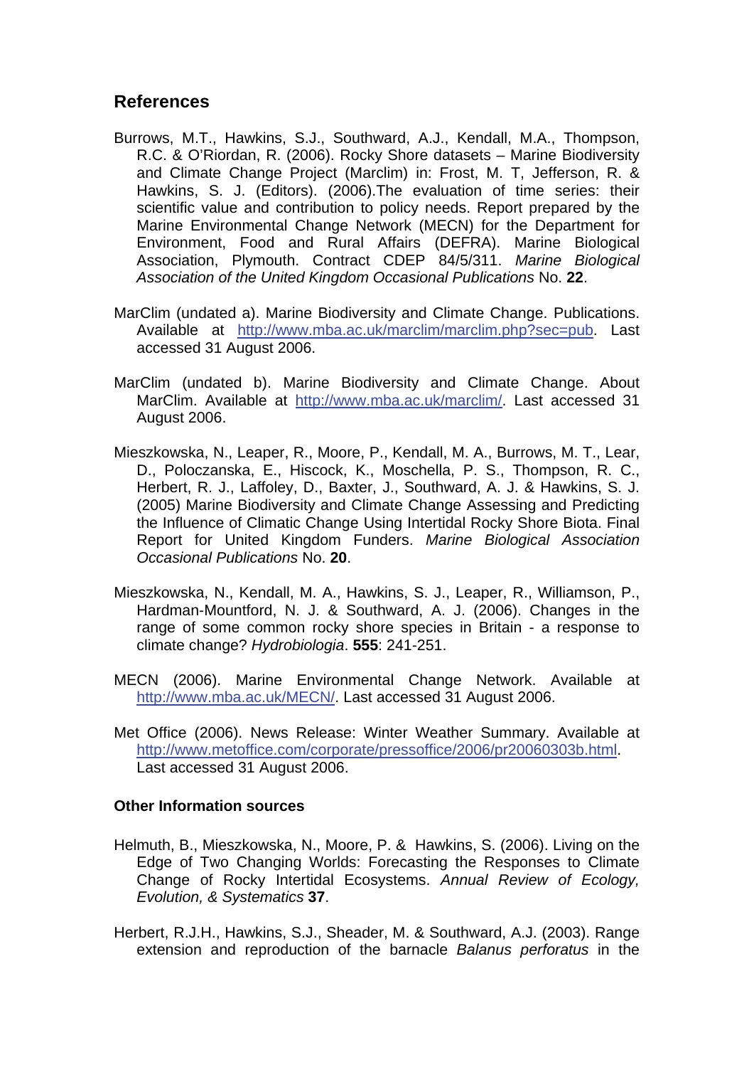## References

Burrows, M.T., Hawkins, S.J., Southward, A.J., Kendall, M.A., Thompson, R.C. & O'Riordan, R. (2006). Rocky Shore datasets – Marine Biodiversity and Climate Change Project (Marclim) in: Frost, M. T, Jefferson, R. & Hawkins, S. J. (Editors). (2006).The evaluation of time series: their scientific value and contribution to policy needs. Report prepared by the Marine Environmental Change Network (MECN) for the Department for Environment, Food and Rural Affairs (DEFRA). Marine Biological Association, Plymouth. Contract CDEP 84/5/311. *Marine Biological Association of the United Kingdom Occasional Publications* No. **22**.

MarClim (undated a). Marine Biodiversity and Climate Change. Publications. Available at http://www.mba.ac.uk/marclim/marclim.php?sec=pub. Last accessed 31 August 2006.

MarClim (undated b). Marine Biodiversity and Climate Change. About MarClim. Available at http://www.mba.ac.uk/marclim/. Last accessed 31 August 2006.

Mieszkowska, N., Leaper, R., Moore, P., Kendall, M. A., Burrows, M. T., Lear, D., Poloczanska, E., Hiscock, K., Moschella, P. S., Thompson, R. C., Herbert, R. J., Laffoley, D., Baxter, J., Southward, A. J. & Hawkins, S. J. (2005) Marine Biodiversity and Climate Change Assessing and Predicting the Influence of Climatic Change Using Intertidal Rocky Shore Biota. Final Report for United Kingdom Funders. *Marine Biological Association Occasional Publications* No. **20**.

Mieszkowska, N., Kendall, M. A., Hawkins, S. J., Leaper, R., Williamson, P., Hardman-Mountford, N. J. & Southward, A. J. (2006). Changes in the range of some common rocky shore species in Britain - a response to climate change? *Hydrobiologia*. **555**: 241-251.

MECN (2006). Marine Environmental Change Network. Available at http://www.mba.ac.uk/MECN/. Last accessed 31 August 2006.

Met Office (2006). News Release: Winter Weather Summary. Available at http://www.metoffice.com/corporate/pressoffice/2006/pr20060303b.html. Last accessed 31 August 2006.

### Other Information sources

Helmuth, B., Mieszkowska, N., Moore, P. & Hawkins, S. (2006). Living on the Edge of Two Changing Worlds: Forecasting the Responses to Climate Change of Rocky Intertidal Ecosystems. *Annual Review of Ecology, Evolution, & Systematics* **37**.

Herbert, R.J.H., Hawkins, S.J., Sheader, M. & Southward, A.J. (2003). Range extension and reproduction of the barnacle *Balanus perforatus* in the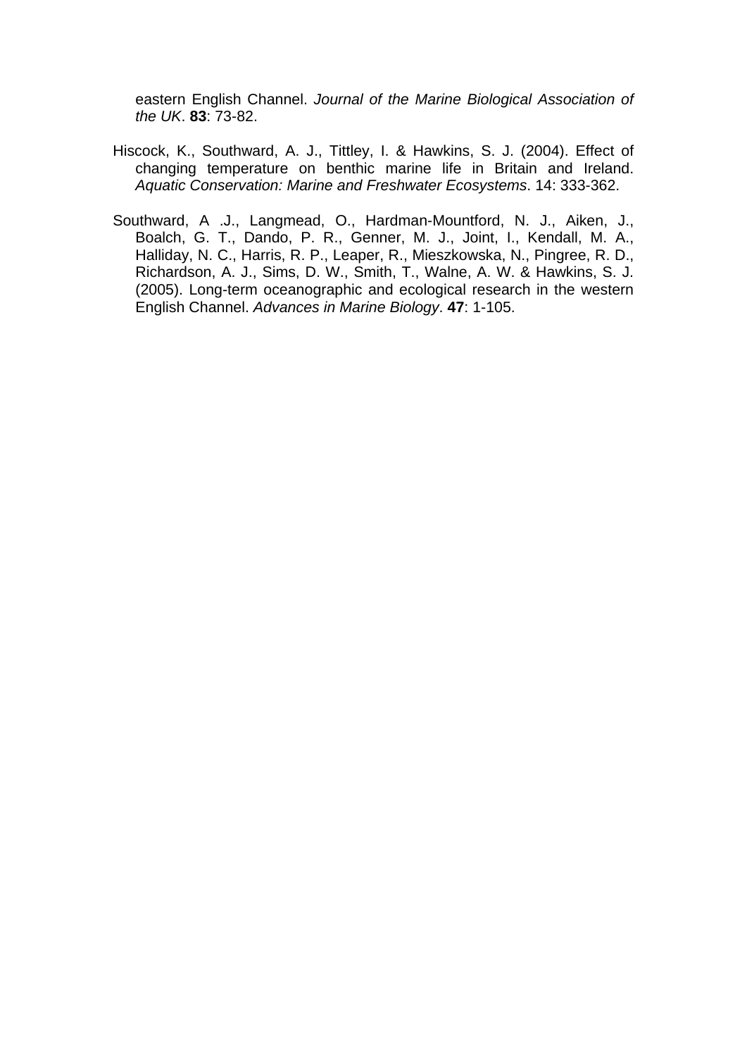eastern English Channel. *Journal of the Marine Biological Association of the UK*. **83**: 73-82.

Hiscock, K., Southward, A. J., Tittley, I. & Hawkins, S. J. (2004). Effect of changing temperature on benthic marine life in Britain and Ireland. *Aquatic Conservation: Marine and Freshwater Ecosystems*. 14: 333-362.

Southward, A .J., Langmead, O., Hardman-Mountford, N. J., Aiken, J., Boalch, G. T., Dando, P. R., Genner, M. J., Joint, I., Kendall, M. A., Halliday, N. C., Harris, R. P., Leaper, R., Mieszkowska, N., Pingree, R. D., Richardson, A. J., Sims, D. W., Smith, T., Walne, A. W. & Hawkins, S. J. (2005). Long-term oceanographic and ecological research in the western English Channel. *Advances in Marine Biology*. **47**: 1-105.